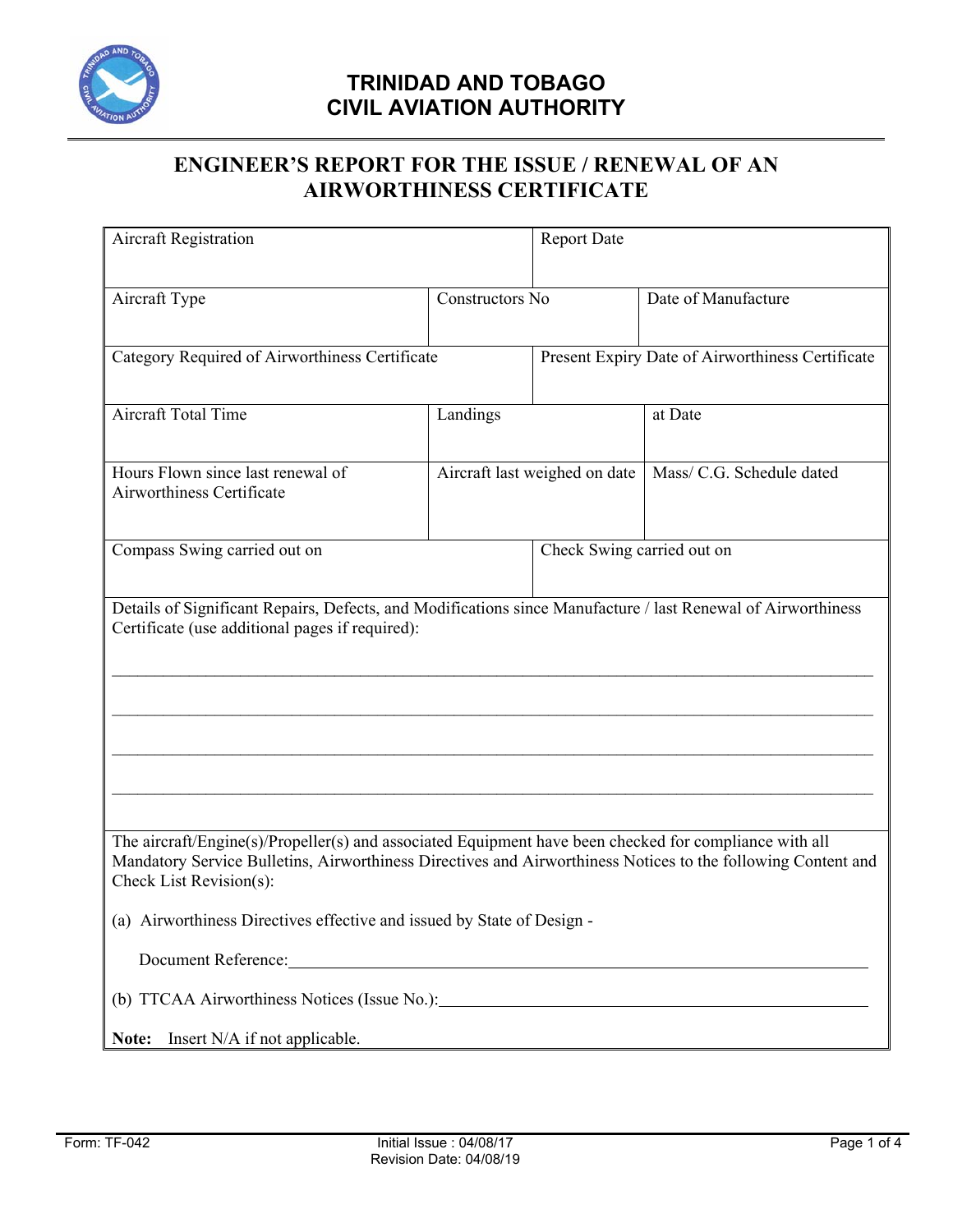# TRINIDAD AND TOBAGO CIVIL AVIATION AUTHORITY

## ENGINEER'S REPORT FOR THE ISSUE / RENEWAL OF AN AIRWORTHINESS CERTIFICATE

| Aircraft Registration | | Report Date |
|---|---|---|
| Aircraft Type | Constructors No | Date of Manufacture |
| Category Required of Airworthiness Certificate | | Present Expiry Date of Airworthiness Certificate |
| Aircraft Total Time | Landings | at Date |
| Hours Flown since last renewal of Airworthiness Certificate | Aircraft last weighed on date | Mass/ C.G. Schedule dated |
| Compass Swing carried out on | | Check Swing carried out on |

Details of Significant Repairs, Defects, and Modifications since Manufacture / last Renewal of Airworthiness Certificate (use additional pages if required):

\_\_\_\_\_\_\_\_\_\_\_\_\_\_\_\_\_\_\_\_\_\_\_\_\_\_\_\_\_\_\_\_\_\_\_\_\_\_\_\_\_\_\_\_\_\_\_\_\_\_\_\_\_\_\_\_\_\_\_\_\_\_\_\_\_\_\_\_\_\_\_\_\_\_\_\_

\_\_\_\_\_\_\_\_\_\_\_\_\_\_\_\_\_\_\_\_\_\_\_\_\_\_\_\_\_\_\_\_\_\_\_\_\_\_\_\_\_\_\_\_\_\_\_\_\_\_\_\_\_\_\_\_\_\_\_\_\_\_\_\_\_\_\_\_\_\_\_\_\_\_\_\_

\_\_\_\_\_\_\_\_\_\_\_\_\_\_\_\_\_\_\_\_\_\_\_\_\_\_\_\_\_\_\_\_\_\_\_\_\_\_\_\_\_\_\_\_\_\_\_\_\_\_\_\_\_\_\_\_\_\_\_\_\_\_\_\_\_\_\_\_\_\_\_\_\_\_\_\_

\_\_\_\_\_\_\_\_\_\_\_\_\_\_\_\_\_\_\_\_\_\_\_\_\_\_\_\_\_\_\_\_\_\_\_\_\_\_\_\_\_\_\_\_\_\_\_\_\_\_\_\_\_\_\_\_\_\_\_\_\_\_\_\_\_\_\_\_\_\_\_\_\_\_\_\_

The aircraft/Engine(s)/Propeller(s) and associated Equipment have been checked for compliance with all Mandatory Service Bulletins, Airworthiness Directives and Airworthiness Notices to the following Content and Check List Revision(s):

(a) Airworthiness Directives effective and issued by State of Design -

Document Reference:\_\_\_\_\_\_\_\_\_\_\_\_\_\_\_\_\_\_\_\_\_\_\_\_\_\_\_\_\_\_\_\_\_\_\_\_\_\_\_\_\_\_\_\_\_\_\_\_\_\_

(b) TTCAA Airworthiness Notices (Issue No.):\_\_\_\_\_\_\_\_\_\_\_\_\_\_\_\_\_\_\_\_\_\_\_\_\_\_\_\_\_\_\_\_\_\_\_\_\_\_

**Note:** Insert N/A if not applicable.

Form: TF-042 | Initial Issue : 04/08/17 | Revision Date: 04/08/19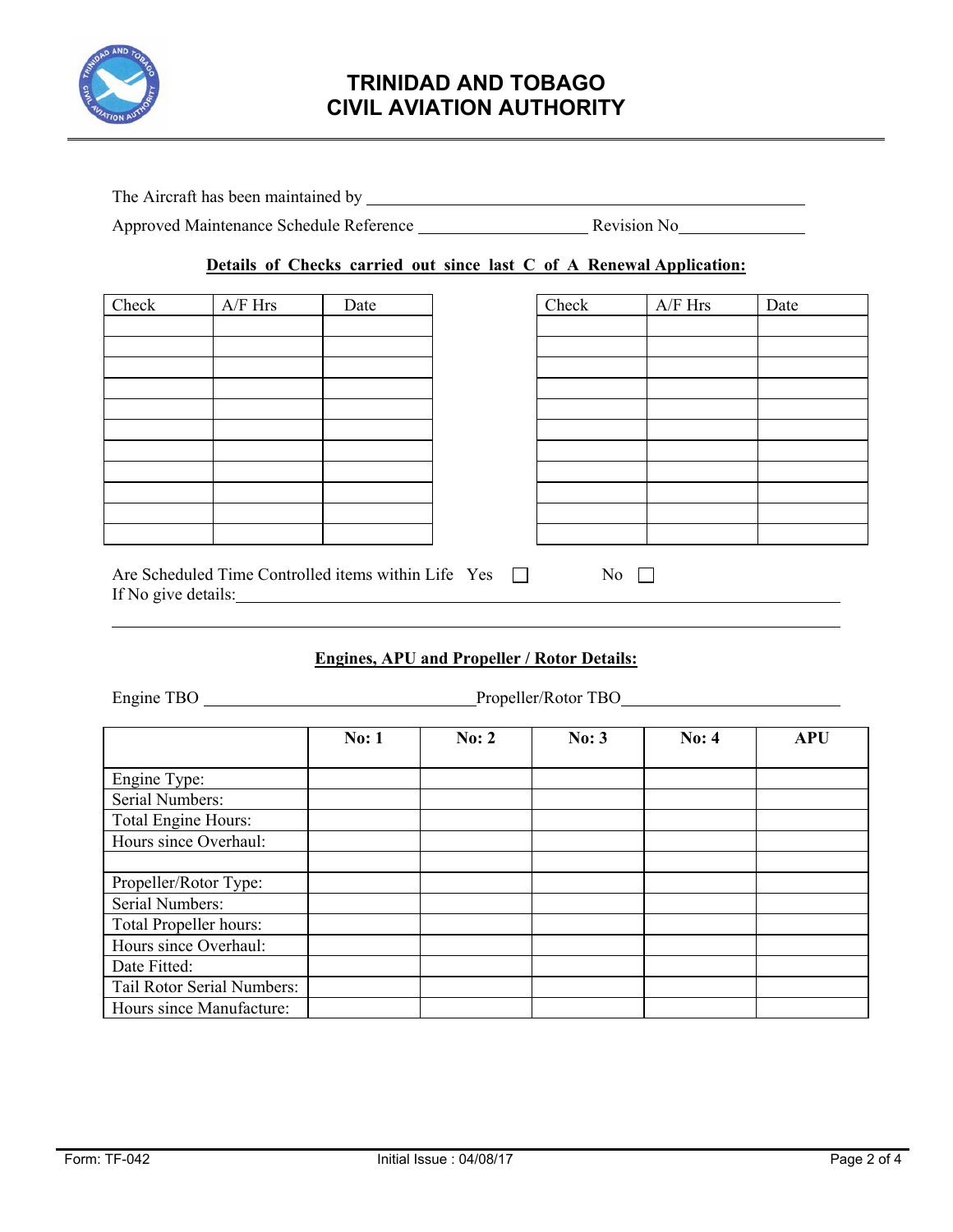# TRINIDAD AND TOBAGO CIVIL AVIATION AUTHORITY

The Aircraft has been maintained by ______________________________________________

Approved Maintenance Schedule Reference ____________________ Revision No_______________

**Details of Checks carried out since last C of A Renewal Application:**

| Check | A/F Hrs | Date |
|---|---|---|
| | | |
| | | |
| | | |
| | | |
| | | |
| | | |
| | | |
| | | |
| | | |
| | | |
| | | |

| Check | A/F Hrs | Date |
|---|---|---|
| | | |
| | | |
| | | |
| | | |
| | | |
| | | |
| | | |
| | | |
| | | |
| | | |
| | | |

Are Scheduled Time Controlled items within Life Yes ☐ No ☐

If No give details:______________________________________________________________

______________________________________________________________________________

**Engines, APU and Propeller / Rotor Details:**

Engine TBO ________________________________Propeller/Rotor TBO__________________________

| | No: 1 | No: 2 | No: 3 | No: 4 | APU |
|---|---|---|---|---|---|
| Engine Type: | | | | | |
| Serial Numbers: | | | | | |
| Total Engine Hours: | | | | | |
| Hours since Overhaul: | | | | | |
| | | | | | |
| Propeller/Rotor Type: | | | | | |
| Serial Numbers: | | | | | |
| Total Propeller hours: | | | | | |
| Hours since Overhaul: | | | | | |
| Date Fitted: | | | | | |
| Tail Rotor Serial Numbers: | | | | | |
| Hours since Manufacture: | | | | | |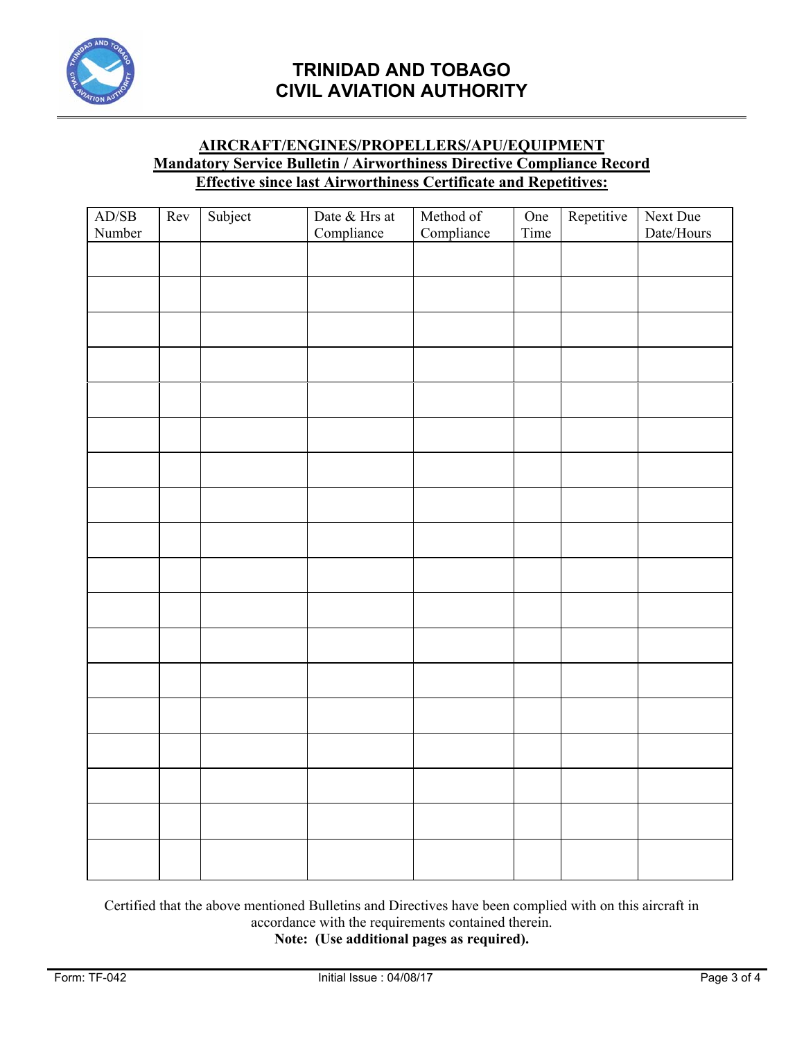# TRINIDAD AND TOBAGO
# CIVIL AVIATION AUTHORITY

**AIRCRAFT/ENGINES/PROPELLERS/APU/EQUIPMENT**
**Mandatory Service Bulletin / Airworthiness Directive Compliance Record**
**Effective since last Airworthiness Certificate and Repetitives:**

| AD/SB Number | Rev | Subject | Date & Hrs at Compliance | Method of Compliance | One Time | Repetitive | Next Due Date/Hours |
|---|---|---|---|---|---|---|---|
| | | | | | | | |
| | | | | | | | |
| | | | | | | | |
| | | | | | | | |
| | | | | | | | |
| | | | | | | | |
| | | | | | | | |
| | | | | | | | |
| | | | | | | | |
| | | | | | | | |
| | | | | | | | |
| | | | | | | | |
| | | | | | | | |
| | | | | | | | |
| | | | | | | | |
| | | | | | | | |
| | | | | | | | |
| | | | | | | | |

Certified that the above mentioned Bulletins and Directives have been complied with on this aircraft in accordance with the requirements contained therein.

**Note: (Use additional pages as required).**

Form: TF-042 Initial Issue : 04/08/17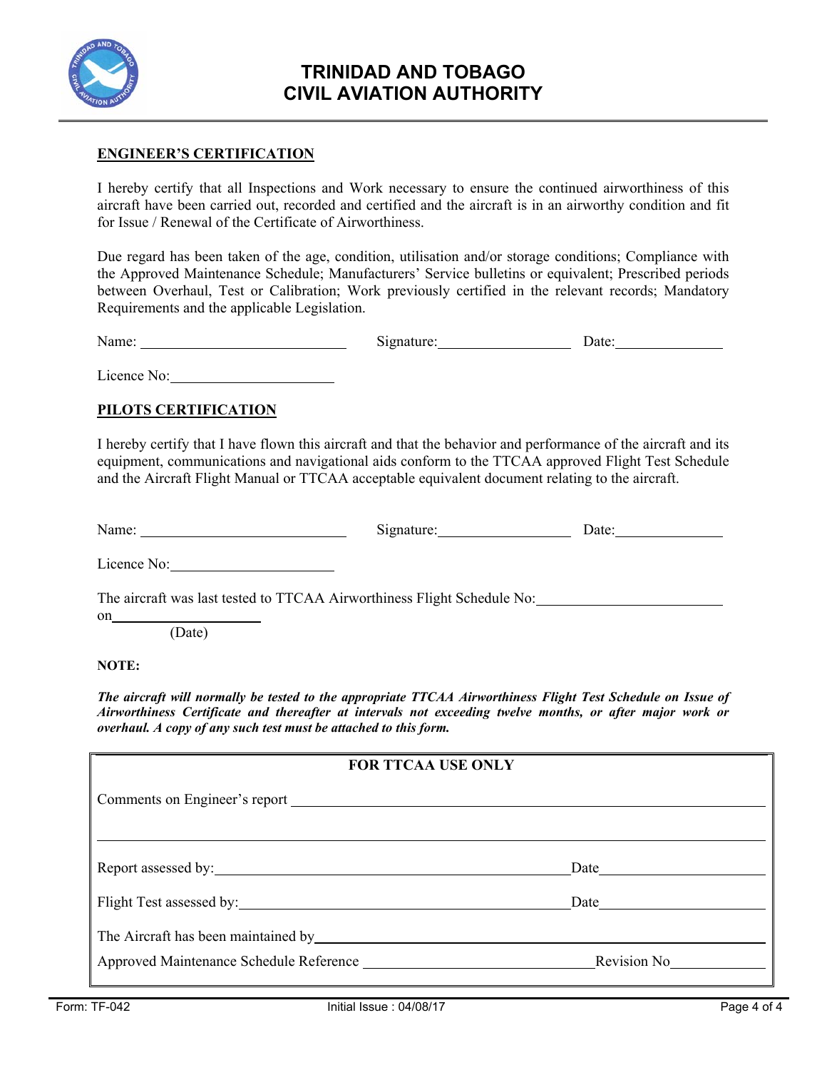# TRINIDAD AND TOBAGO CIVIL AVIATION AUTHORITY

## ENGINEER'S CERTIFICATION

I hereby certify that all Inspections and Work necessary to ensure the continued airworthiness of this aircraft have been carried out, recorded and certified and the aircraft is in an airworthy condition and fit for Issue / Renewal of the Certificate of Airworthiness.

Due regard has been taken of the age, condition, utilisation and/or storage conditions; Compliance with the Approved Maintenance Schedule; Manufacturers' Service bulletins or equivalent; Prescribed periods between Overhaul, Test or Calibration; Work previously certified in the relevant records; Mandatory Requirements and the applicable Legislation.

Name: ____________________________ Signature: __________________ Date: _______________

Licence No: ______________________

## PILOTS CERTIFICATION

I hereby certify that I have flown this aircraft and that the behavior and performance of the aircraft and its equipment, communications and navigational aids conform to the TTCAA approved Flight Test Schedule and the Aircraft Flight Manual or TTCAA acceptable equivalent document relating to the aircraft.

Name: ____________________________ Signature: __________________ Date: _______________

Licence No: ______________________

The aircraft was last tested to TTCAA Airworthiness Flight Schedule No: ________________________

on ____________________
(Date)

**NOTE:**

***The aircraft will normally be tested to the appropriate TTCAA Airworthiness Flight Test Schedule on Issue of Airworthiness Certificate and thereafter at intervals not exceeding twelve months, or after major work or overhaul. A copy of any such test must be attached to this form.***

---

**FOR TTCAA USE ONLY**

Comments on Engineer's report ______________________________________________________________

______________________________________________________________________________________

Report assessed by: ______________________________________________ Date ____________________

Flight Test assessed by: __________________________________________ Date ____________________

The Aircraft has been maintained by ________________________________________________________

Approved Maintenance Schedule Reference ______________________________ Revision No ____________

---

Form: TF-042 Initial Issue : 04/08/17